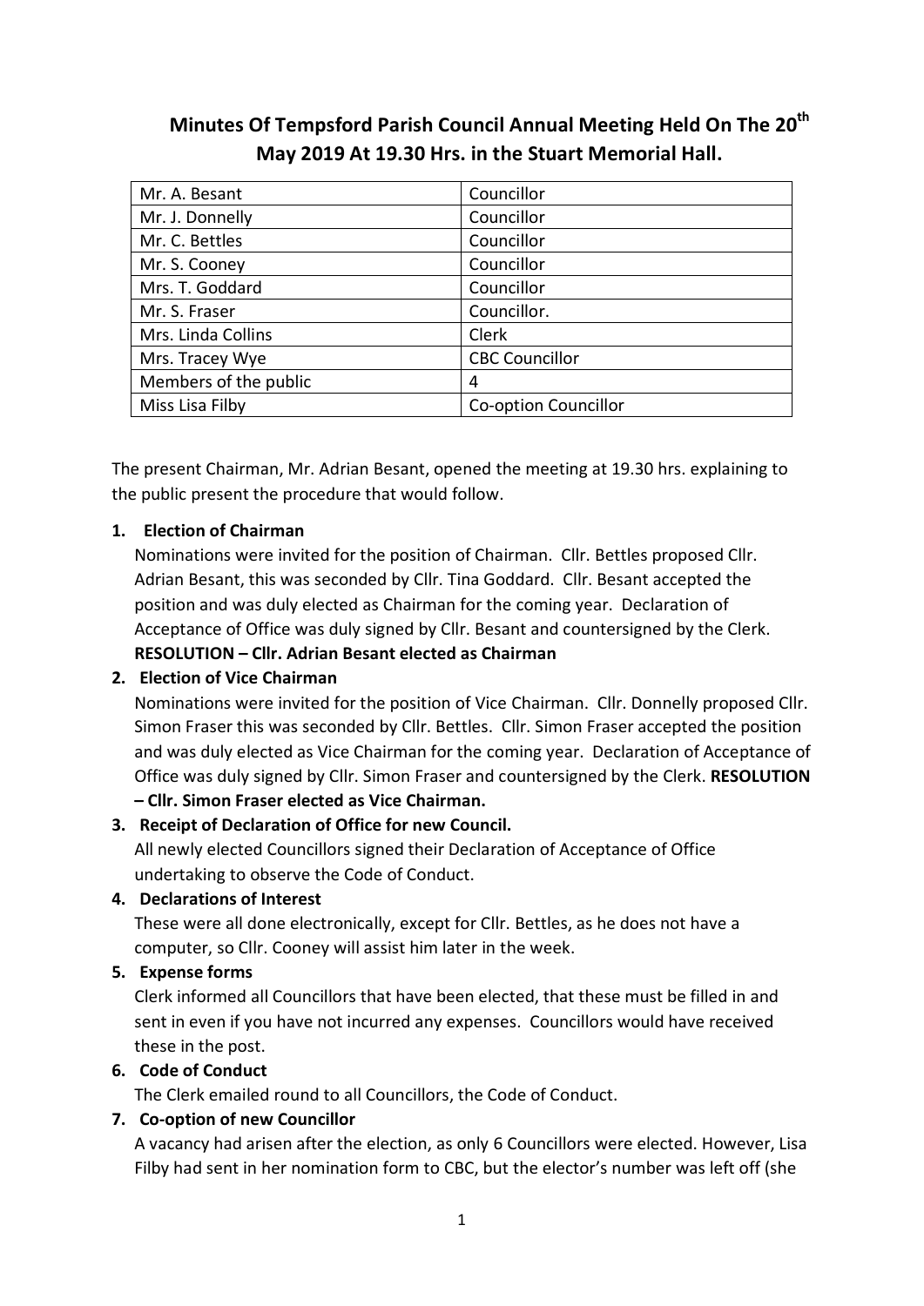# Minutes Of Tempsford Parish Council Annual Meeting Held On The 20th May 2019 At 19.30 Hrs. in the Stuart Memorial Hall.

| Mr. A. Besant | Councillor |
|---|---|
| Mr. J. Donnelly | Councillor |
| Mr. C. Bettles | Councillor |
| Mr. S. Cooney | Councillor |
| Mrs. T. Goddard | Councillor |
| Mr. S. Fraser | Councillor. |
| Mrs. Linda Collins | Clerk |
| Mrs. Tracey Wye | CBC Councillor |
| Members of the public | 4 |
| Miss Lisa Filby | Co-option Councillor |

The present Chairman, Mr. Adrian Besant, opened the meeting at 19.30 hrs. explaining to the public present the procedure that would follow.

1. **Election of Chairman**
   Nominations were invited for the position of Chairman. Cllr. Bettles proposed Cllr. Adrian Besant, this was seconded by Cllr. Tina Goddard. Cllr. Besant accepted the position and was duly elected as Chairman for the coming year. Declaration of Acceptance of Office was duly signed by Cllr. Besant and countersigned by the Clerk.
   **RESOLUTION – Cllr. Adrian Besant elected as Chairman**
2. **Election of Vice Chairman**
   Nominations were invited for the position of Vice Chairman. Cllr. Donnelly proposed Cllr. Simon Fraser this was seconded by Cllr. Bettles. Cllr. Simon Fraser accepted the position and was duly elected as Vice Chairman for the coming year. Declaration of Acceptance of Office was duly signed by Cllr. Simon Fraser and countersigned by the Clerk. **RESOLUTION – Cllr. Simon Fraser elected as Vice Chairman.**
3. **Receipt of Declaration of Office for new Council.**
   All newly elected Councillors signed their Declaration of Acceptance of Office undertaking to observe the Code of Conduct.
4. **Declarations of Interest**
   These were all done electronically, except for Cllr. Bettles, as he does not have a computer, so Cllr. Cooney will assist him later in the week.
5. **Expense forms**
   Clerk informed all Councillors that have been elected, that these must be filled in and sent in even if you have not incurred any expenses. Councillors would have received these in the post.
6. **Code of Conduct**
   The Clerk emailed round to all Councillors, the Code of Conduct.
7. **Co-option of new Councillor**
   A vacancy had arisen after the election, as only 6 Councillors were elected. However, Lisa Filby had sent in her nomination form to CBC, but the elector's number was left off (she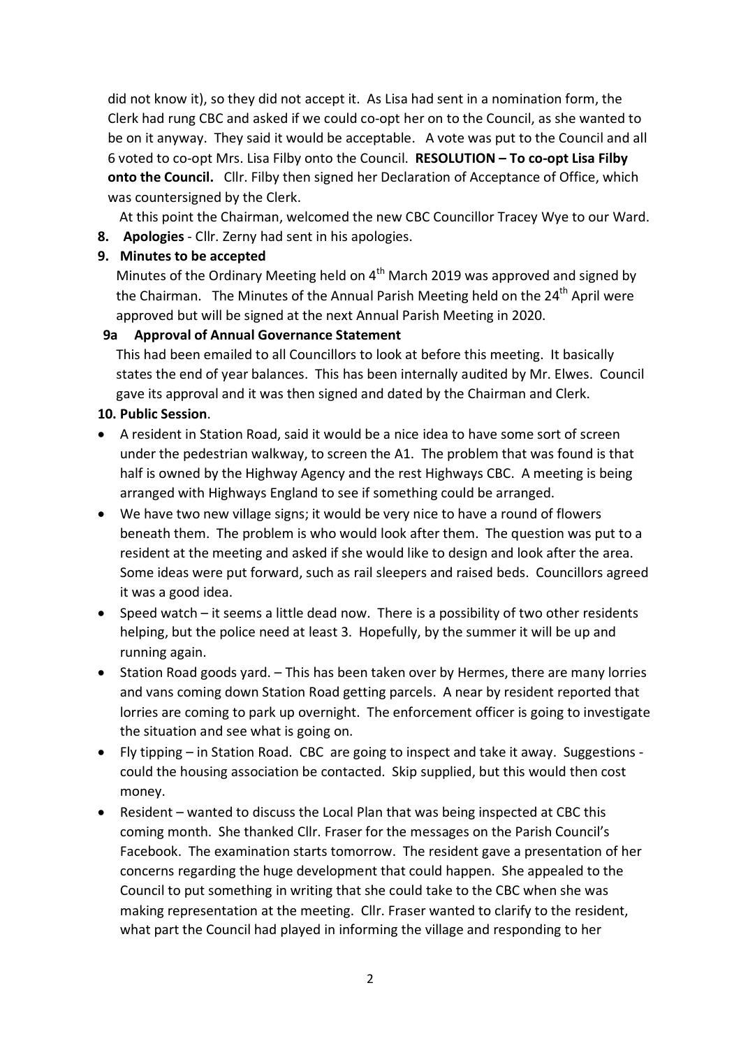did not know it), so they did not accept it. As Lisa had sent in a nomination form, the Clerk had rung CBC and asked if we could co-opt her on to the Council, as she wanted to be on it anyway. They said it would be acceptable. A vote was put to the Council and all 6 voted to co-opt Mrs. Lisa Filby onto the Council. **RESOLUTION – To co-opt Lisa Filby onto the Council.** Cllr. Filby then signed her Declaration of Acceptance of Office, which was countersigned by the Clerk.

At this point the Chairman, welcomed the new CBC Councillor Tracey Wye to our Ward.

**8. Apologies** - Cllr. Zerny had sent in his apologies.

**9. Minutes to be accepted**

Minutes of the Ordinary Meeting held on 4th March 2019 was approved and signed by the Chairman. The Minutes of the Annual Parish Meeting held on the 24th April were approved but will be signed at the next Annual Parish Meeting in 2020.

**9a Approval of Annual Governance Statement**

This had been emailed to all Councillors to look at before this meeting. It basically states the end of year balances. This has been internally audited by Mr. Elwes. Council gave its approval and it was then signed and dated by the Chairman and Clerk.

**10. Public Session**.

- A resident in Station Road, said it would be a nice idea to have some sort of screen under the pedestrian walkway, to screen the A1. The problem that was found is that half is owned by the Highway Agency and the rest Highways CBC. A meeting is being arranged with Highways England to see if something could be arranged.
- We have two new village signs; it would be very nice to have a round of flowers beneath them. The problem is who would look after them. The question was put to a resident at the meeting and asked if she would like to design and look after the area. Some ideas were put forward, such as rail sleepers and raised beds. Councillors agreed it was a good idea.
- Speed watch – it seems a little dead now. There is a possibility of two other residents helping, but the police need at least 3. Hopefully, by the summer it will be up and running again.
- Station Road goods yard. – This has been taken over by Hermes, there are many lorries and vans coming down Station Road getting parcels. A near by resident reported that lorries are coming to park up overnight. The enforcement officer is going to investigate the situation and see what is going on.
- Fly tipping – in Station Road. CBC are going to inspect and take it away. Suggestions - could the housing association be contacted. Skip supplied, but this would then cost money.
- Resident – wanted to discuss the Local Plan that was being inspected at CBC this coming month. She thanked Cllr. Fraser for the messages on the Parish Council's Facebook. The examination starts tomorrow. The resident gave a presentation of her concerns regarding the huge development that could happen. She appealed to the Council to put something in writing that she could take to the CBC when she was making representation at the meeting. Cllr. Fraser wanted to clarify to the resident, what part the Council had played in informing the village and responding to her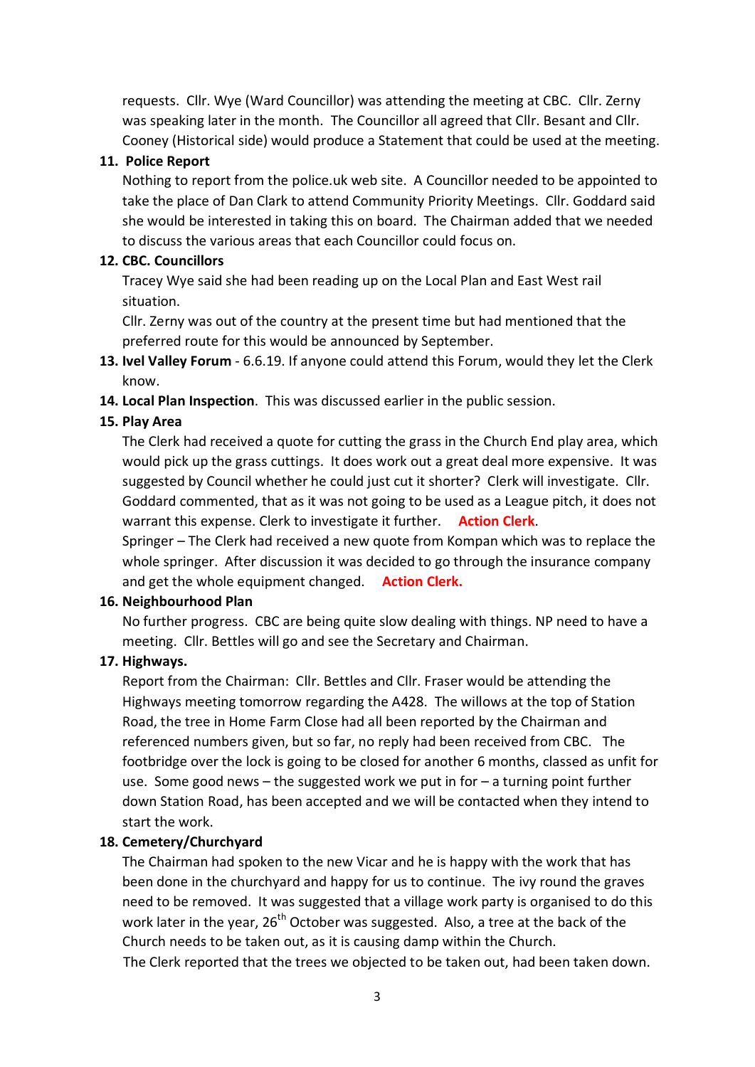requests. Cllr. Wye (Ward Councillor) was attending the meeting at CBC. Cllr. Zerny was speaking later in the month. The Councillor all agreed that Cllr. Besant and Cllr. Cooney (Historical side) would produce a Statement that could be used at the meeting.

**11. Police Report**

Nothing to report from the police.uk web site. A Councillor needed to be appointed to take the place of Dan Clark to attend Community Priority Meetings. Cllr. Goddard said she would be interested in taking this on board. The Chairman added that we needed to discuss the various areas that each Councillor could focus on.

**12. CBC. Councillors**

Tracey Wye said she had been reading up on the Local Plan and East West rail situation.

Cllr. Zerny was out of the country at the present time but had mentioned that the preferred route for this would be announced by September.

**13. Ivel Valley Forum** - 6.6.19. If anyone could attend this Forum, would they let the Clerk know.

**14. Local Plan Inspection**. This was discussed earlier in the public session.

**15. Play Area**

The Clerk had received a quote for cutting the grass in the Church End play area, which would pick up the grass cuttings. It does work out a great deal more expensive. It was suggested by Council whether he could just cut it shorter? Clerk will investigate. Cllr. Goddard commented, that as it was not going to be used as a League pitch, it does not warrant this expense. Clerk to investigate it further. **Action Clerk**.

Springer – The Clerk had received a new quote from Kompan which was to replace the whole springer. After discussion it was decided to go through the insurance company and get the whole equipment changed. **Action Clerk.**

**16. Neighbourhood Plan**

No further progress. CBC are being quite slow dealing with things. NP need to have a meeting. Cllr. Bettles will go and see the Secretary and Chairman.

**17. Highways.**

Report from the Chairman: Cllr. Bettles and Cllr. Fraser would be attending the Highways meeting tomorrow regarding the A428. The willows at the top of Station Road, the tree in Home Farm Close had all been reported by the Chairman and referenced numbers given, but so far, no reply had been received from CBC. The footbridge over the lock is going to be closed for another 6 months, classed as unfit for use. Some good news – the suggested work we put in for – a turning point further down Station Road, has been accepted and we will be contacted when they intend to start the work.

**18. Cemetery/Churchyard**

The Chairman had spoken to the new Vicar and he is happy with the work that has been done in the churchyard and happy for us to continue. The ivy round the graves need to be removed. It was suggested that a village work party is organised to do this work later in the year, 26th October was suggested. Also, a tree at the back of the Church needs to be taken out, as it is causing damp within the Church.

The Clerk reported that the trees we objected to be taken out, had been taken down.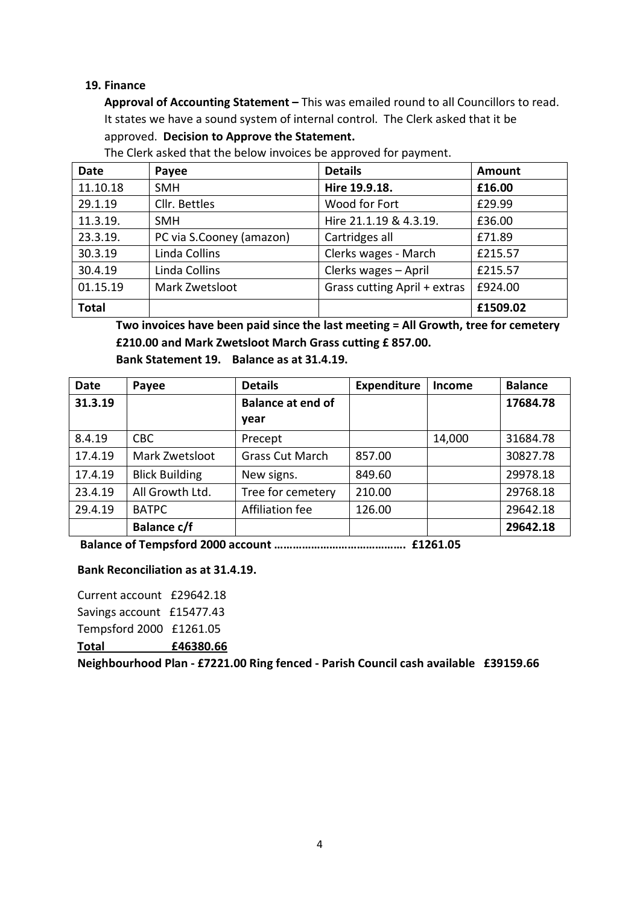**19. Finance**

**Approval of Accounting Statement –** This was emailed round to all Councillors to read. It states we have a sound system of internal control. The Clerk asked that it be approved. **Decision to Approve the Statement.**

The Clerk asked that the below invoices be approved for payment.

| Date | Payee | Details | Amount |
|---|---|---|---|
| 11.10.18 | SMH | **Hire 19.9.18.** | **£16.00** |
| 29.1.19 | Cllr. Bettles | Wood for Fort | £29.99 |
| 11.3.19. | SMH | Hire 21.1.19 & 4.3.19. | £36.00 |
| 23.3.19. | PC via S.Cooney (amazon) | Cartridges all | £71.89 |
| 30.3.19 | Linda Collins | Clerks wages - March | £215.57 |
| 30.4.19 | Linda Collins | Clerks wages – April | £215.57 |
| 01.15.19 | Mark Zwetsloot | Grass cutting April + extras | £924.00 |
| **Total** | | | **£1509.02** |

**Two invoices have been paid since the last meeting = All Growth, tree for cemetery £210.00 and Mark Zwetsloot March Grass cutting £ 857.00.**

**Bank Statement 19. Balance as at 31.4.19.**

| Date | Payee | Details | Expenditure | Income | Balance |
|---|---|---|---|---|---|
| **31.3.19** | | **Balance at end of year** | | | **17684.78** |
| 8.4.19 | CBC | Precept | | 14,000 | 31684.78 |
| 17.4.19 | Mark Zwetsloot | Grass Cut March | 857.00 | | 30827.78 |
| 17.4.19 | Blick Building | New signs. | 849.60 | | 29978.18 |
| 23.4.19 | All Growth Ltd. | Tree for cemetery | 210.00 | | 29768.18 |
| 29.4.19 | BATPC | Affiliation fee | 126.00 | | 29642.18 |
| | **Balance c/f** | | | | **29642.18** |

**Balance of Tempsford 2000 account ……………………………………. £1261.05**

**Bank Reconciliation as at 31.4.19.**

Current account £29642.18

Savings account £15477.43

Tempsford 2000 £1261.05

**Total £46380.66**

**Neighbourhood Plan - £7221.00 Ring fenced - Parish Council cash available £39159.66**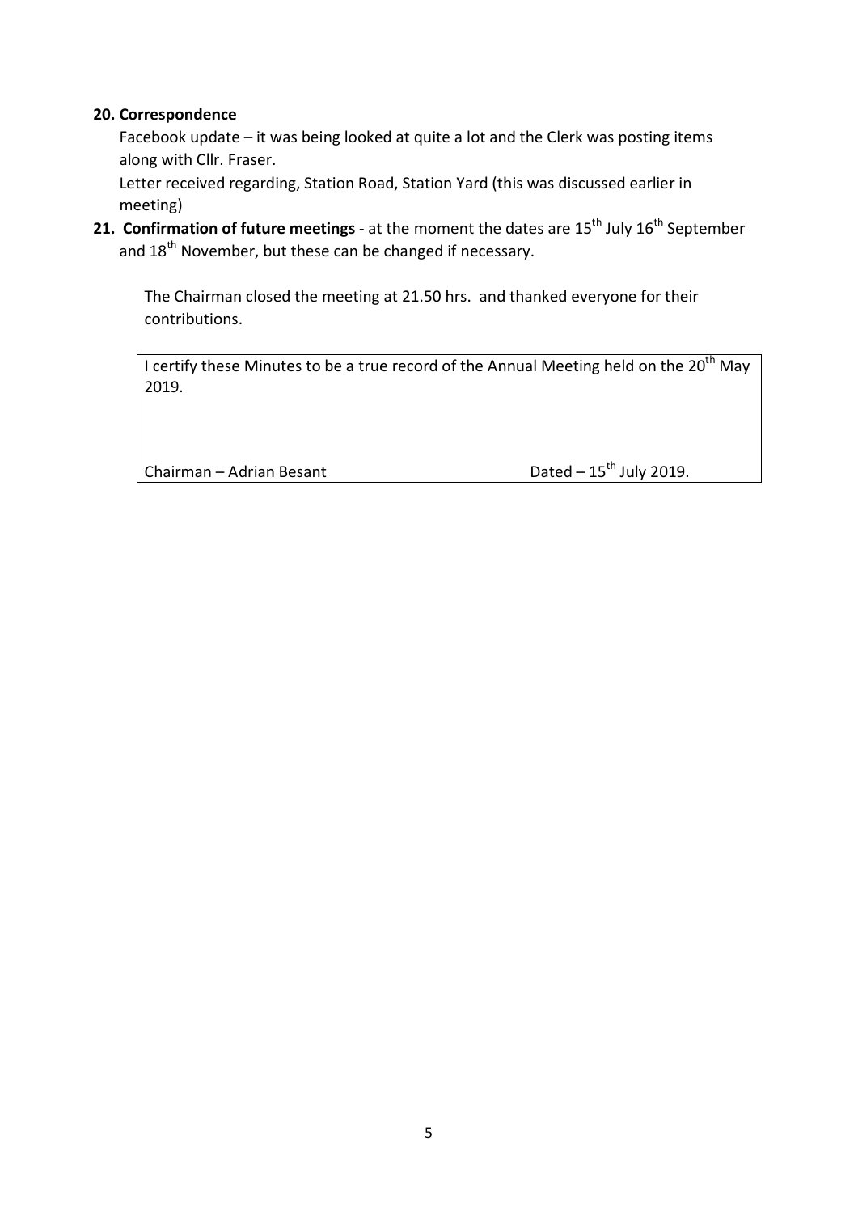**20. Correspondence**

Facebook update – it was being looked at quite a lot and the Clerk was posting items along with Cllr. Fraser.

Letter received regarding, Station Road, Station Yard (this was discussed earlier in meeting)

**21. Confirmation of future meetings** - at the moment the dates are 15th July 16th September and 18th November, but these can be changed if necessary.

The Chairman closed the meeting at 21.50 hrs. and thanked everyone for their contributions.

I certify these Minutes to be a true record of the Annual Meeting held on the 20th May 2019.

Chairman – Adrian Besant

Dated – 15th July 2019.